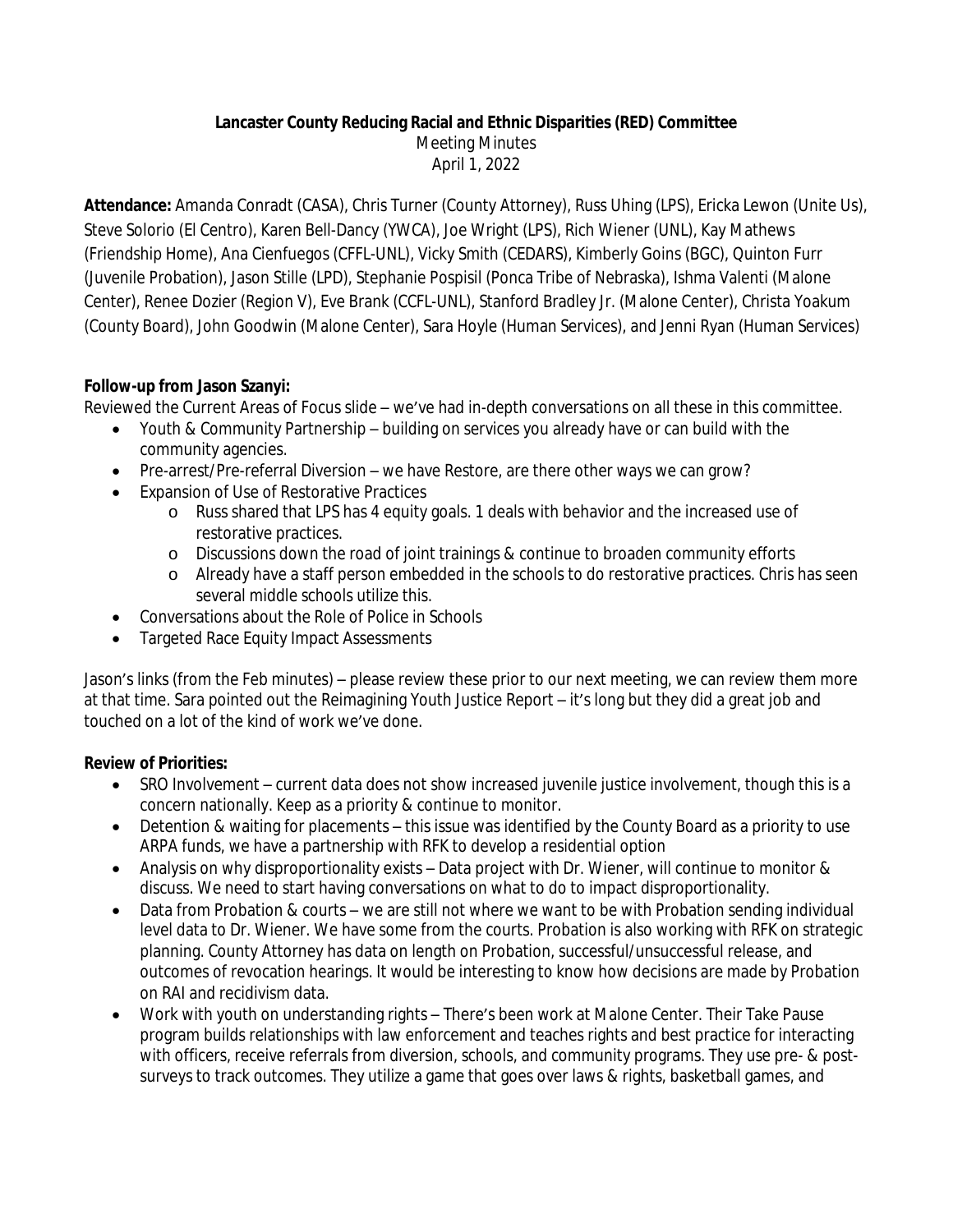**Lancaster County Reducing Racial and Ethnic Disparities (RED) Committee**

Meeting Minutes

April 1, 2022

**Attendance:** Amanda Conradt (CASA), Chris Turner (County Attorney), Russ Uhing (LPS), Ericka Lewon (Unite Us), Steve Solorio (El Centro), Karen Bell-Dancy (YWCA), Joe Wright (LPS), Rich Wiener (UNL), Kay Mathews (Friendship Home), Ana Cienfuegos (CFFL-UNL), Vicky Smith (CEDARS), Kimberly Goins (BGC), Quinton Furr (Juvenile Probation), Jason Stille (LPD), Stephanie Pospisil (Ponca Tribe of Nebraska), Ishma Valenti (Malone Center), Renee Dozier (Region V), Eve Brank (CCFL-UNL), Stanford Bradley Jr. (Malone Center), Christa Yoakum (County Board), John Goodwin (Malone Center), Sara Hoyle (Human Services), and Jenni Ryan (Human Services)

**Follow-up from Jason Szanyi:**

Reviewed the Current Areas of Focus slide – we've had in-depth conversations on all these in this committee.

- Youth & Community Partnership – building on services you already have or can build with the community agencies.
- Pre-arrest/Pre-referral Diversion – we have Restore, are there other ways we can grow?
- Expansion of Use of Restorative Practices
    - Russ shared that LPS has 4 equity goals. 1 deals with behavior and the increased use of restorative practices.
    - Discussions down the road of joint trainings & continue to broaden community efforts
    - Already have a staff person embedded in the schools to do restorative practices. Chris has seen several middle schools utilize this.
- Conversations about the Role of Police in Schools
- Targeted Race Equity Impact Assessments

Jason's links (from the Feb minutes) – please review these prior to our next meeting, we can review them more at that time. Sara pointed out the Reimagining Youth Justice Report – it's long but they did a great job and touched on a lot of the kind of work we've done.

**Review of Priorities:**

- SRO Involvement – current data does not show increased juvenile justice involvement, though this is a concern nationally. Keep as a priority & continue to monitor.
- Detention & waiting for placements – this issue was identified by the County Board as a priority to use ARPA funds, we have a partnership with RFK to develop a residential option
- Analysis on why disproportionality exists – Data project with Dr. Wiener, will continue to monitor & discuss. We need to start having conversations on what to do to impact disproportionality.
- Data from Probation & courts – we are still not where we want to be with Probation sending individual level data to Dr. Wiener. We have some from the courts. Probation is also working with RFK on strategic planning. County Attorney has data on length on Probation, successful/unsuccessful release, and outcomes of revocation hearings. It would be interesting to know how decisions are made by Probation on RAI and recidivism data.
- Work with youth on understanding rights – There's been work at Malone Center. Their Take Pause program builds relationships with law enforcement and teaches rights and best practice for interacting with officers, receive referrals from diversion, schools, and community programs. They use pre- & post-surveys to track outcomes. They utilize a game that goes over laws & rights, basketball games, and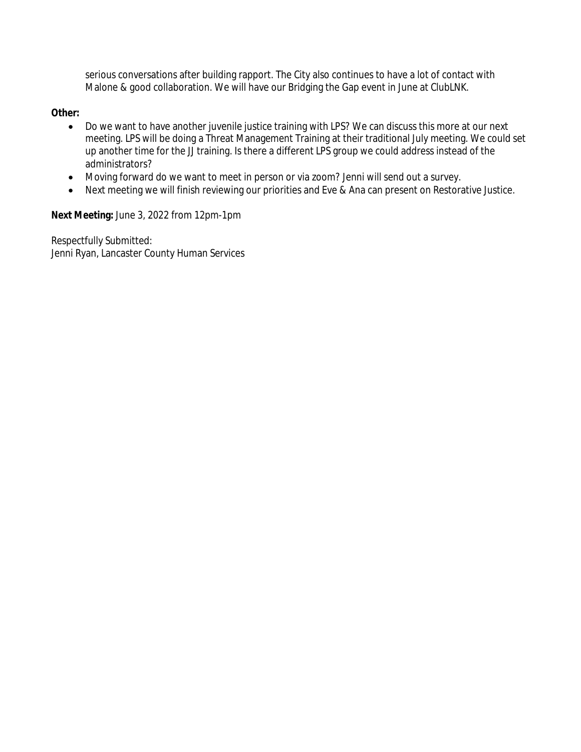serious conversations after building rapport. The City also continues to have a lot of contact with Malone & good collaboration. We will have our Bridging the Gap event in June at ClubLNK.

**Other:**

- Do we want to have another juvenile justice training with LPS? We can discuss this more at our next meeting. LPS will be doing a Threat Management Training at their traditional July meeting. We could set up another time for the JJ training. Is there a different LPS group we could address instead of the administrators?
- Moving forward do we want to meet in person or via zoom? Jenni will send out a survey.
- Next meeting we will finish reviewing our priorities and Eve & Ana can present on Restorative Justice.

**Next Meeting:** June 3, 2022 from 12pm-1pm

Respectfully Submitted:
Jenni Ryan, Lancaster County Human Services